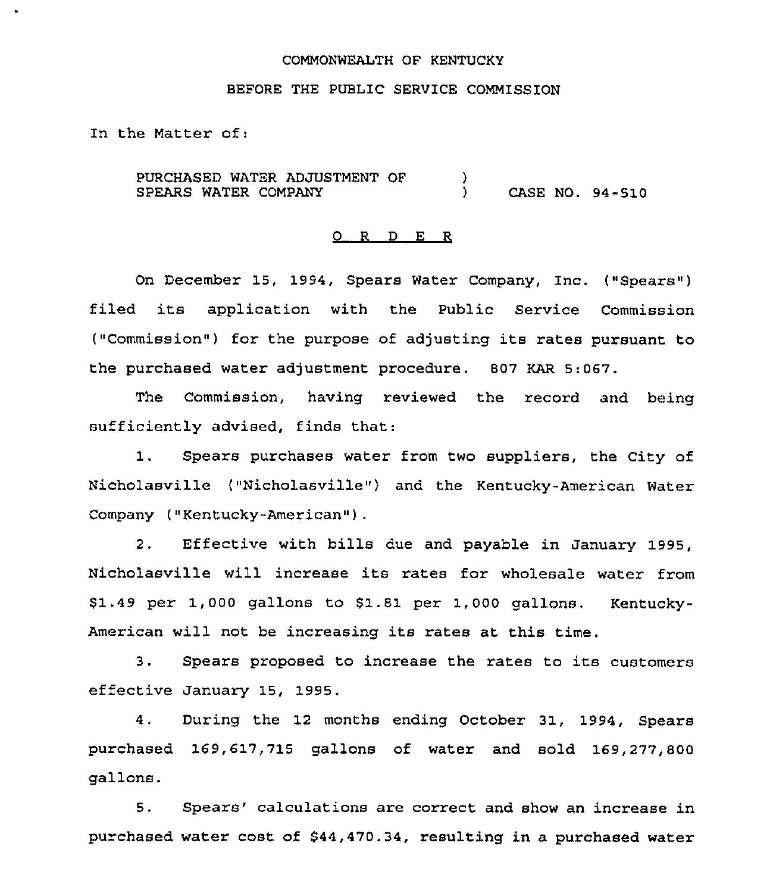COMMONWEALTH OF KENTUCKY

BEFORE THE PUBLIC SERVICE COMMISSION

In the Matter of:

PURCHASED WATER ADJUSTMENT OF SPEARS WATER COMPANY ) CASE NO. 94-510

## O R D E R

On December 15, 1994, Spears Water Company, Inc. ("Spears") filed its application with the Public Service Commission ("Commission") for the purpose of adjusting its rates pursuant to the purchased water adjustment procedure. 807 KAR 5:067.

The Commission, having reviewed the record and being sufficiently advised, finds that:

1. Spears purchases water from two suppliers, the City of Nicholasville ("Nicholasville") and the Kentucky-American Water Company ("Kentucky-American").

2. Effective with bills due and payable in January 1995, Nicholasville will increase its rates for wholesale water from $1.49 per 1,000 gallons to $1.81 per 1,000 gallons. Kentucky-American will not be increasing its rates at this time.

3. Spears proposed to increase the rates to its customers effective January 15, 1995.

4. During the 12 months ending October 31, 1994, Spears purchased 169,617,715 gallons of water and sold 169,277,800 gallons.

5. Spears' calculations are correct and show an increase in purchased water cost of $44,470.34, resulting in a purchased water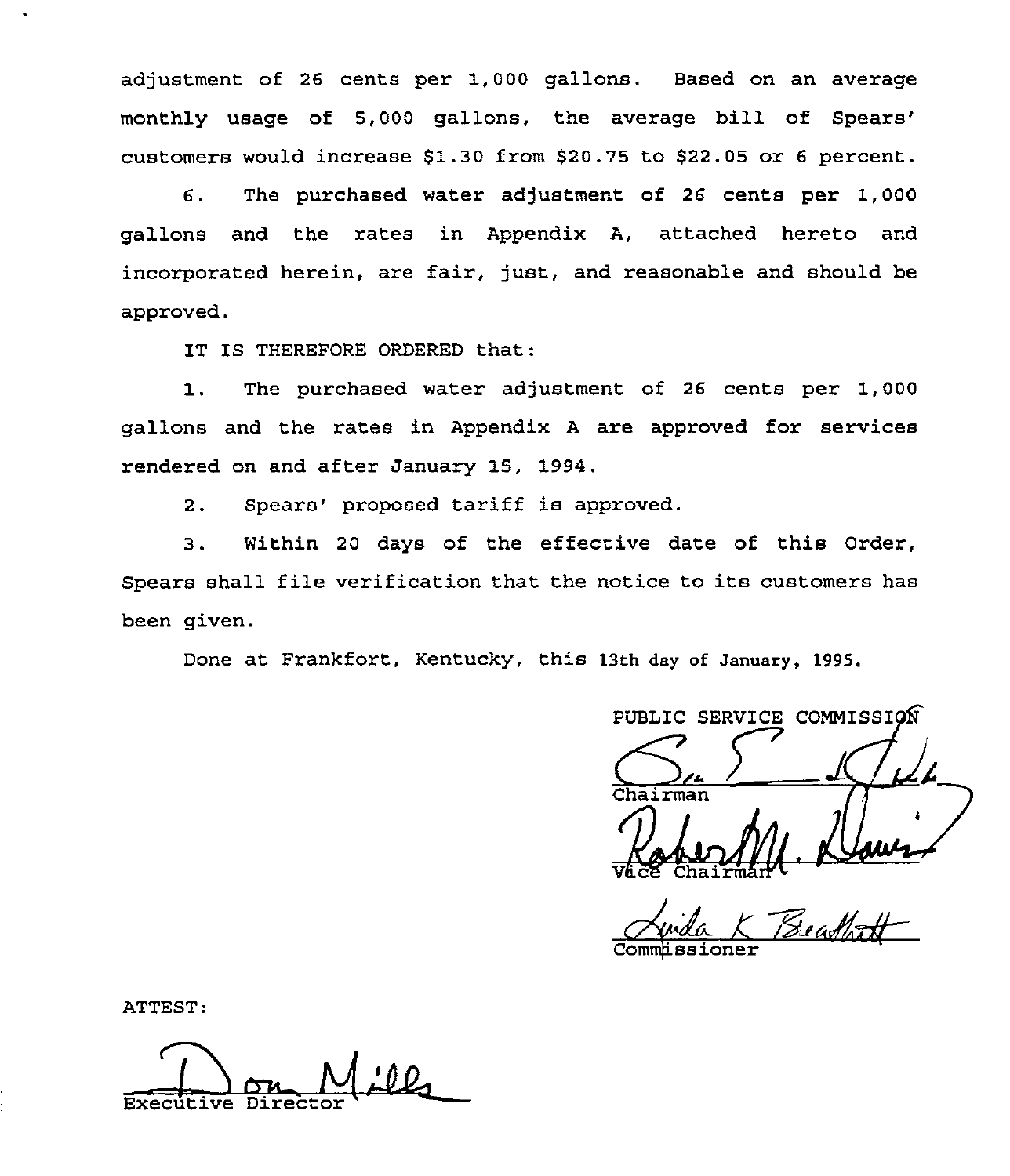adjustment of 26 cents per 1,000 gallons. Based on an average monthly usage of 5,000 gallons, the average bill of Spears' customers would increase $1.30 from $20.75 to $22.05 or 6 percent.

6. The purchased water adjustment of 26 cents per 1,000 gallons and the rates in Appendix A, attached hereto and incorporated herein, are fair, just, and reasonable and should be approved.

IT IS THEREFORE ORDERED that:

1. The purchased water adjustment of 26 cents per 1,000 gallons and the rates in Appendix A are approved for services rendered on and after January 15, 1994.

2. Spears' proposed tariff is approved.

3. Within 20 days of the effective date of this Order, Spears shall file verification that the notice to its customers has been given.

Done at Frankfort, Kentucky, this 13th day of January, 1995.

PUBLIC SERVICE COMMISSION

Chairman

Vice Chairman

Commissioner

ATTEST:

Executive Director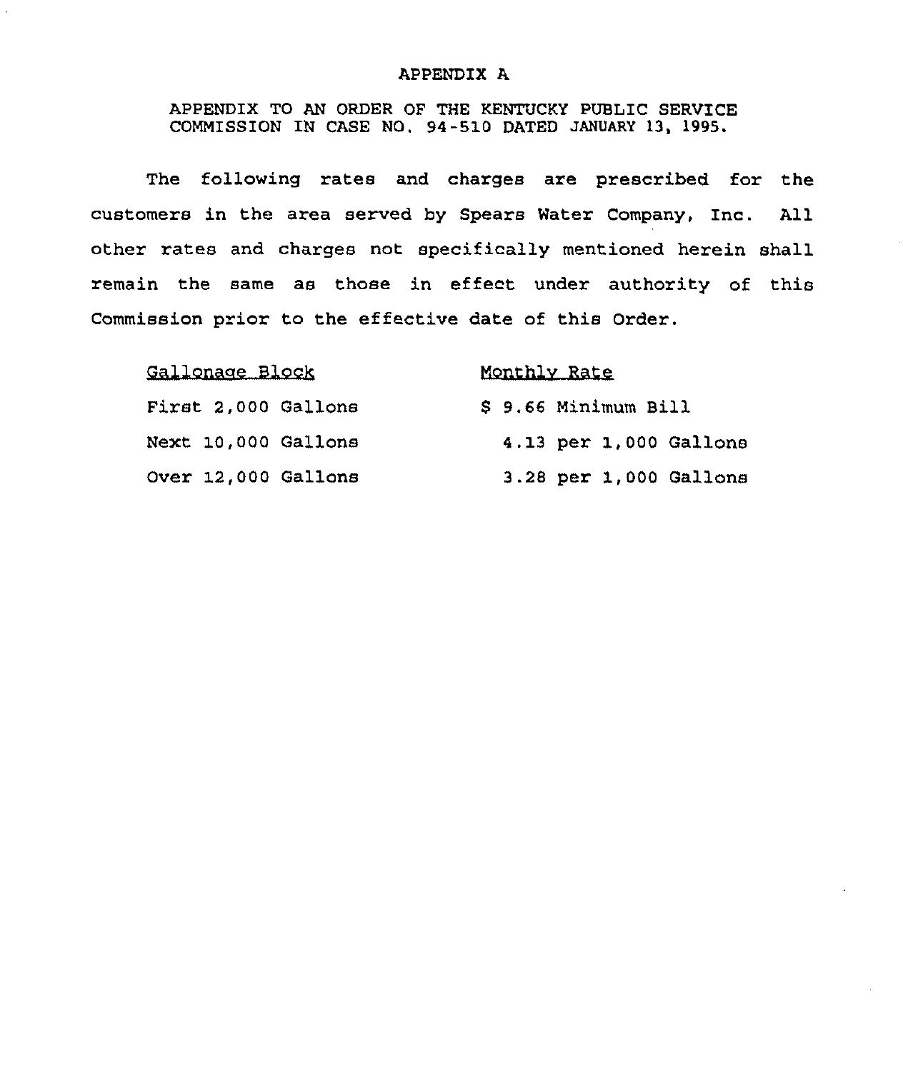# APPENDIX A

APPENDIX TO AN ORDER OF THE KENTUCKY PUBLIC SERVICE COMMISSION IN CASE NO. 94-510 DATED JANUARY 13, 1995.

The following rates and charges are prescribed for the customers in the area served by Spears Water Company, Inc. All other rates and charges not specifically mentioned herein shall remain the same as those in effect under authority of this Commission prior to the effective date of this Order.

| Gallonage Block | Monthly Rate |
|---|---|
| First 2,000 Gallons | $ 9.66 Minimum Bill |
| Next 10,000 Gallons | 4.13 per 1,000 Gallons |
| Over 12,000 Gallons | 3.28 per 1,000 Gallons |